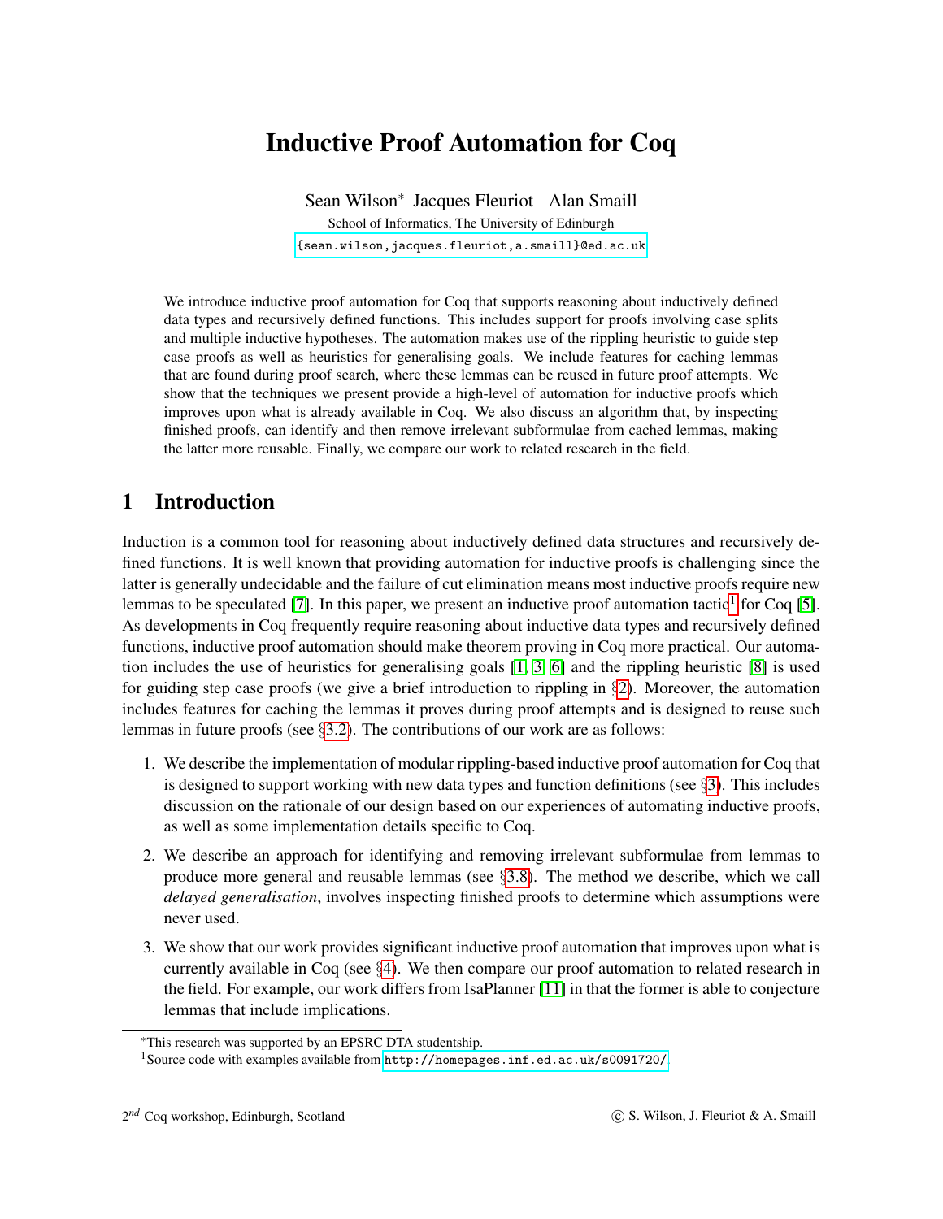# Inductive Proof Automation for Coq

Sean Wilson* Jacques Fleuriot Alan Smaill

School of Informatics, The University of Edinburgh

{sean.wilson,jacques.fleuriot,a.smaill}@ed.ac.uk

We introduce inductive proof automation for Coq that supports reasoning about inductively defined data types and recursively defined functions. This includes support for proofs involving case splits and multiple inductive hypotheses. The automation makes use of the rippling heuristic to guide step case proofs as well as heuristics for generalising goals. We include features for caching lemmas that are found during proof search, where these lemmas can be reused in future proof attempts. We show that the techniques we present provide a high-level of automation for inductive proofs which improves upon what is already available in Coq. We also discuss an algorithm that, by inspecting finished proofs, can identify and then remove irrelevant subformulae from cached lemmas, making the latter more reusable. Finally, we compare our work to related research in the field.

## 1 Introduction

Induction is a common tool for reasoning about inductively defined data structures and recursively defined functions. It is well known that providing automation for inductive proofs is challenging since the latter is generally undecidable and the failure of cut elimination means most inductive proofs require new lemmas to be speculated [7]. In this paper, we present an inductive proof automation tactic[1] for Coq [5]. As developments in Coq frequently require reasoning about inductive data types and recursively defined functions, inductive proof automation should make theorem proving in Coq more practical. Our automation includes the use of heuristics for generalising goals [1, 3, 6] and the rippling heuristic [8] is used for guiding step case proofs (we give a brief introduction to rippling in §2). Moreover, the automation includes features for caching the lemmas it proves during proof attempts and is designed to reuse such lemmas in future proofs (see §3.2). The contributions of our work are as follows:

1. We describe the implementation of modular rippling-based inductive proof automation for Coq that is designed to support working with new data types and function definitions (see §3). This includes discussion on the rationale of our design based on our experiences of automating inductive proofs, as well as some implementation details specific to Coq.
2. We describe an approach for identifying and removing irrelevant subformulae from lemmas to produce more general and reusable lemmas (see §3.8). The method we describe, which we call *delayed generalisation*, involves inspecting finished proofs to determine which assumptions were never used.
3. We show that our work provides significant inductive proof automation that improves upon what is currently available in Coq (see §4). We then compare our proof automation to related research in the field. For example, our work differs from IsaPlanner [11] in that the former is able to conjecture lemmas that include implications.

*This research was supported by an EPSRC DTA studentship.

[1] Source code with examples available from http://homepages.inf.ed.ac.uk/s0091720/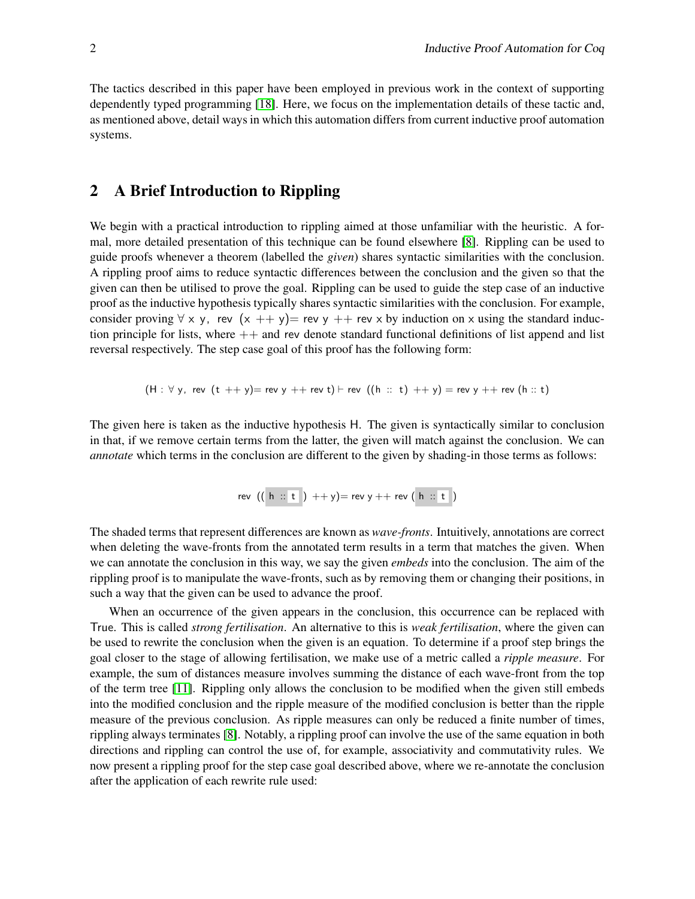The tactics described in this paper have been employed in previous work in the context of supporting dependently typed programming [18]. Here, we focus on the implementation details of these tactic and, as mentioned above, detail ways in which this automation differs from current inductive proof automation systems.

## 2 A Brief Introduction to Rippling

We begin with a practical introduction to rippling aimed at those unfamiliar with the heuristic. A formal, more detailed presentation of this technique can be found elsewhere [8]. Rippling can be used to guide proofs whenever a theorem (labelled the *given*) shares syntactic similarities with the conclusion. A rippling proof aims to reduce syntactic differences between the conclusion and the given so that the given can then be utilised to prove the goal. Rippling can be used to guide the step case of an inductive proof as the inductive hypothesis typically shares syntactic similarities with the conclusion. For example, consider proving $\forall$ x y, rev (x ++ y)= rev y ++ rev x by induction on x using the standard induction principle for lists, where ++ and rev denote standard functional definitions of list append and list reversal respectively. The step case goal of this proof has the following form:

$$(\mathsf{H} : \forall\ \mathsf{y},\ \mathsf{rev}\ (\mathsf{t}\ +\!+\ \mathsf{y}) = \mathsf{rev}\ \mathsf{y}\ +\!+\ \mathsf{rev}\ \mathsf{t}) \vdash \mathsf{rev}\ ((\mathsf{h}\ ::\ \mathsf{t})\ +\!+\ \mathsf{y}) = \mathsf{rev}\ \mathsf{y}\ +\!+\ \mathsf{rev}\ (\mathsf{h} :: \mathsf{t})$$

The given here is taken as the inductive hypothesis H. The given is syntactically similar to conclusion in that, if we remove certain terms from the latter, the given will match against the conclusion. We can *annotate* which terms in the conclusion are different to the given by shading-in those terms as follows:

$$\mathsf{rev}\ ((\boxed{\mathsf{h}\ ::\ \mathsf{t}})\ +\!+\ \mathsf{y}) = \mathsf{rev}\ \mathsf{y}\ +\!+\ \mathsf{rev}\ (\boxed{\mathsf{h}\ ::\ \mathsf{t}})$$

The shaded terms that represent differences are known as *wave-fronts*. Intuitively, annotations are correct when deleting the wave-fronts from the annotated term results in a term that matches the given. When we can annotate the conclusion in this way, we say the given *embeds* into the conclusion. The aim of the rippling proof is to manipulate the wave-fronts, such as by removing them or changing their positions, in such a way that the given can be used to advance the proof.

When an occurrence of the given appears in the conclusion, this occurrence can be replaced with True. This is called *strong fertilisation*. An alternative to this is *weak fertilisation*, where the given can be used to rewrite the conclusion when the given is an equation. To determine if a proof step brings the goal closer to the stage of allowing fertilisation, we make use of a metric called a *ripple measure*. For example, the sum of distances measure involves summing the distance of each wave-front from the top of the term tree [11]. Rippling only allows the conclusion to be modified when the given still embeds into the modified conclusion and the ripple measure of the modified conclusion is better than the ripple measure of the previous conclusion. As ripple measures can only be reduced a finite number of times, rippling always terminates [8]. Notably, a rippling proof can involve the use of the same equation in both directions and rippling can control the use of, for example, associativity and commutativity rules. We now present a rippling proof for the step case goal described above, where we re-annotate the conclusion after the application of each rewrite rule used: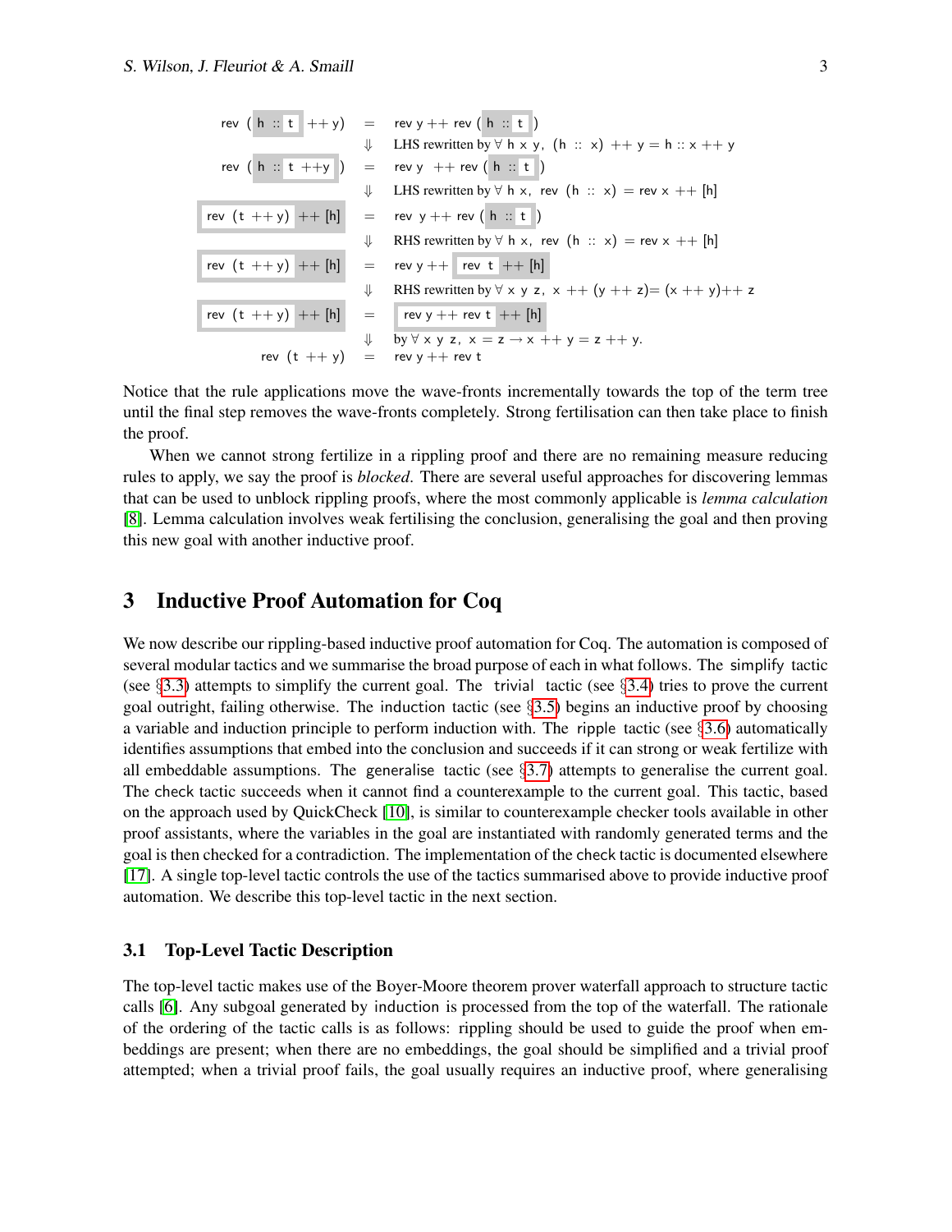$$
\begin{array}{rcl}
\text{rev}\ (\boxed{\text{h}\ ::\ \boxed{\text{t}}}\ ++\ \text{y}) & = & \text{rev y} ++ \text{rev}\ (\boxed{\text{h}\ ::\ \boxed{\text{t}}}) \\
& \Downarrow & \text{LHS rewritten by } \forall\ \text{h x y},\ (\text{h} :: \text{x}) ++ \text{y} = \text{h} :: \text{x} ++ \text{y} \\
\text{rev}\ (\boxed{\text{h}\ ::\ \boxed{\text{t}\ ++ \text{y}}}) & = & \text{rev y} ++ \text{rev}\ (\boxed{\text{h}\ ::\ \boxed{\text{t}}}) \\
& \Downarrow & \text{LHS rewritten by } \forall\ \text{h x},\ \text{rev}\ (\text{h} :: \text{x}) = \text{rev x} ++ [\text{h}] \\
\boxed{\boxed{\text{rev}\ (\text{t} ++ \text{y})}\ ++ [\text{h}]} & = & \text{rev y} ++ \text{rev}\ (\boxed{\text{h}\ ::\ \boxed{\text{t}}}) \\
& \Downarrow & \text{RHS rewritten by } \forall\ \text{h x},\ \text{rev}\ (\text{h} :: \text{x}) = \text{rev x} ++ [\text{h}] \\
\boxed{\boxed{\text{rev}\ (\text{t} ++ \text{y})}\ ++ [\text{h}]} & = & \text{rev y} ++ \boxed{\boxed{\text{rev t}}\ ++ [\text{h}]} \\
& \Downarrow & \text{RHS rewritten by } \forall\ \text{x y z},\ \text{x} ++ (\text{y} ++ \text{z}) = (\text{x} ++ \text{y}) ++ \text{z} \\
\boxed{\boxed{\text{rev}\ (\text{t} ++ \text{y})}\ ++ [\text{h}]} & = & \boxed{\boxed{\text{rev y} ++ \text{rev t}}\ ++ [\text{h}]} \\
& \Downarrow & \text{by } \forall\ \text{x y z},\ \text{x} = \text{z} \rightarrow \text{x} ++ \text{y} = \text{z} ++ \text{y}. \\
\text{rev}\ (\text{t} ++ \text{y}) & = & \text{rev y} ++ \text{rev t}
\end{array}
$$

Notice that the rule applications move the wave-fronts incrementally towards the top of the term tree until the final step removes the wave-fronts completely. Strong fertilisation can then take place to finish the proof.

When we cannot strong fertilize in a rippling proof and there are no remaining measure reducing rules to apply, we say the proof is *blocked*. There are several useful approaches for discovering lemmas that can be used to unblock rippling proofs, where the most commonly applicable is *lemma calculation* [8]. Lemma calculation involves weak fertilising the conclusion, generalising the goal and then proving this new goal with another inductive proof.

## 3 Inductive Proof Automation for Coq

We now describe our rippling-based inductive proof automation for Coq. The automation is composed of several modular tactics and we summarise the broad purpose of each in what follows. The simplify tactic (see §3.3) attempts to simplify the current goal. The trivial tactic (see §3.4) tries to prove the current goal outright, failing otherwise. The induction tactic (see §3.5) begins an inductive proof by choosing a variable and induction principle to perform induction with. The ripple tactic (see §3.6) automatically identifies assumptions that embed into the conclusion and succeeds if it can strong or weak fertilize with all embeddable assumptions. The generalise tactic (see §3.7) attempts to generalise the current goal. The check tactic succeeds when it cannot find a counterexample to the current goal. This tactic, based on the approach used by QuickCheck [10], is similar to counterexample checker tools available in other proof assistants, where the variables in the goal are instantiated with randomly generated terms and the goal is then checked for a contradiction. The implementation of the check tactic is documented elsewhere [17]. A single top-level tactic controls the use of the tactics summarised above to provide inductive proof automation. We describe this top-level tactic in the next section.

### 3.1 Top-Level Tactic Description

The top-level tactic makes use of the Boyer-Moore theorem prover waterfall approach to structure tactic calls [6]. Any subgoal generated by induction is processed from the top of the waterfall. The rationale of the ordering of the tactic calls is as follows: rippling should be used to guide the proof when embeddings are present; when there are no embeddings, the goal should be simplified and a trivial proof attempted; when a trivial proof fails, the goal usually requires an inductive proof, where generalising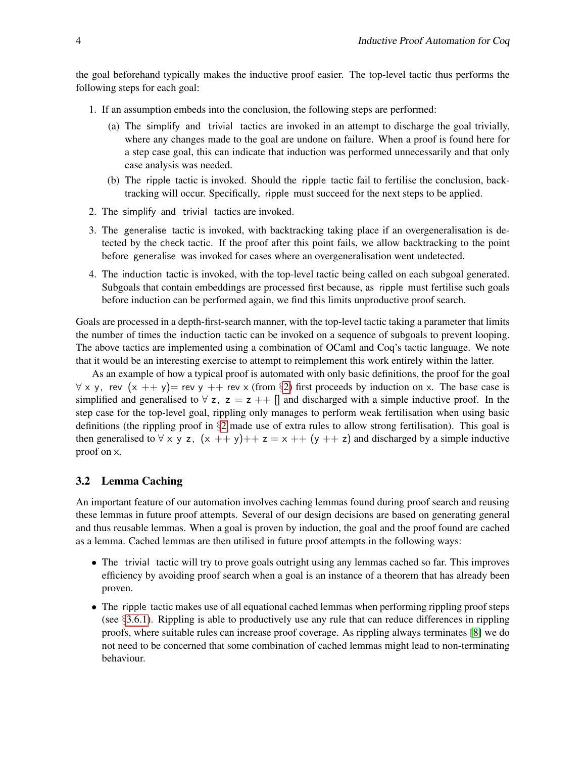the goal beforehand typically makes the inductive proof easier. The top-level tactic thus performs the following steps for each goal:

1. If an assumption embeds into the conclusion, the following steps are performed:
   (a) The simplify and trivial tactics are invoked in an attempt to discharge the goal trivially, where any changes made to the goal are undone on failure. When a proof is found here for a step case goal, this can indicate that induction was performed unnecessarily and that only case analysis was needed.
   (b) The ripple tactic is invoked. Should the ripple tactic fail to fertilise the conclusion, backtracking will occur. Specifically, ripple must succeed for the next steps to be applied.
2. The simplify and trivial tactics are invoked.
3. The generalise tactic is invoked, with backtracking taking place if an overgeneralisation is detected by the check tactic. If the proof after this point fails, we allow backtracking to the point before generalise was invoked for cases where an overgeneralisation went undetected.
4. The induction tactic is invoked, with the top-level tactic being called on each subgoal generated. Subgoals that contain embeddings are processed first because, as ripple must fertilise such goals before induction can be performed again, we find this limits unproductive proof search.

Goals are processed in a depth-first-search manner, with the top-level tactic taking a parameter that limits the number of times the induction tactic can be invoked on a sequence of subgoals to prevent looping. The above tactics are implemented using a combination of OCaml and Coq's tactic language. We note that it would be an interesting exercise to attempt to reimplement this work entirely within the latter.

As an example of how a typical proof is automated with only basic definitions, the proof for the goal `∀ x y, rev (x ++ y)= rev y ++ rev x` (from §2) first proceeds by induction on x. The base case is simplified and generalised to `∀ z, z = z ++ []` and discharged with a simple inductive proof. In the step case for the top-level goal, rippling only manages to perform weak fertilisation when using basic definitions (the rippling proof in §2 made use of extra rules to allow strong fertilisation). This goal is then generalised to `∀ x y z, (x ++ y)++ z = x ++ (y ++ z)` and discharged by a simple inductive proof on x.

## 3.2 Lemma Caching

An important feature of our automation involves caching lemmas found during proof search and reusing these lemmas in future proof attempts. Several of our design decisions are based on generating general and thus reusable lemmas. When a goal is proven by induction, the goal and the proof found are cached as a lemma. Cached lemmas are then utilised in future proof attempts in the following ways:

- The trivial tactic will try to prove goals outright using any lemmas cached so far. This improves efficiency by avoiding proof search when a goal is an instance of a theorem that has already been proven.
- The ripple tactic makes use of all equational cached lemmas when performing rippling proof steps (see §3.6.1). Rippling is able to productively use any rule that can reduce differences in rippling proofs, where suitable rules can increase proof coverage. As rippling always terminates [8] we do not need to be concerned that some combination of cached lemmas might lead to non-terminating behaviour.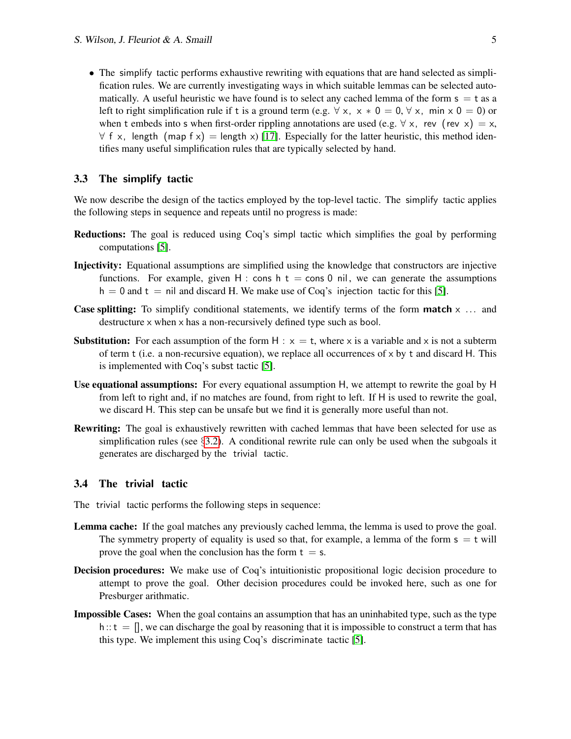- The simplify tactic performs exhaustive rewriting with equations that are hand selected as simplification rules. We are currently investigating ways in which suitable lemmas can be selected automatically. A useful heuristic we have found is to select any cached lemma of the form s = t as a left to right simplification rule if t is a ground term (e.g. ∀ x, x ∗ 0 = 0, ∀ x, min x 0 = 0) or when t embeds into s when first-order rippling annotations are used (e.g. ∀ x, rev (rev x) = x, ∀ f x, length (map f x) = length x) [17]. Especially for the latter heuristic, this method identifies many useful simplification rules that are typically selected by hand.

### 3.3 The simplify tactic

We now describe the design of the tactics employed by the top-level tactic. The simplify tactic applies the following steps in sequence and repeats until no progress is made:

**Reductions:** The goal is reduced using Coq's simpl tactic which simplifies the goal by performing computations [5].

**Injectivity:** Equational assumptions are simplified using the knowledge that constructors are injective functions. For example, given H : cons h t = cons 0 nil, we can generate the assumptions h = 0 and t = nil and discard H. We make use of Coq's injection tactic for this [5].

**Case splitting:** To simplify conditional statements, we identify terms of the form **match** x ... and destructure x when x has a non-recursively defined type such as bool.

**Substitution:** For each assumption of the form H : x = t, where x is a variable and x is not a subterm of term t (i.e. a non-recursive equation), we replace all occurrences of x by t and discard H. This is implemented with Coq's subst tactic [5].

**Use equational assumptions:** For every equational assumption H, we attempt to rewrite the goal by H from left to right and, if no matches are found, from right to left. If H is used to rewrite the goal, we discard H. This step can be unsafe but we find it is generally more useful than not.

**Rewriting:** The goal is exhaustively rewritten with cached lemmas that have been selected for use as simplification rules (see §3.2). A conditional rewrite rule can only be used when the subgoals it generates are discharged by the trivial tactic.

### 3.4 The trivial tactic

The trivial tactic performs the following steps in sequence:

**Lemma cache:** If the goal matches any previously cached lemma, the lemma is used to prove the goal. The symmetry property of equality is used so that, for example, a lemma of the form s = t will prove the goal when the conclusion has the form t = s.

**Decision procedures:** We make use of Coq's intuitionistic propositional logic decision procedure to attempt to prove the goal. Other decision procedures could be invoked here, such as one for Presburger arithmatic.

**Impossible Cases:** When the goal contains an assumption that has an uninhabited type, such as the type h :: t = [], we can discharge the goal by reasoning that it is impossible to construct a term that has this type. We implement this using Coq's discriminate tactic [5].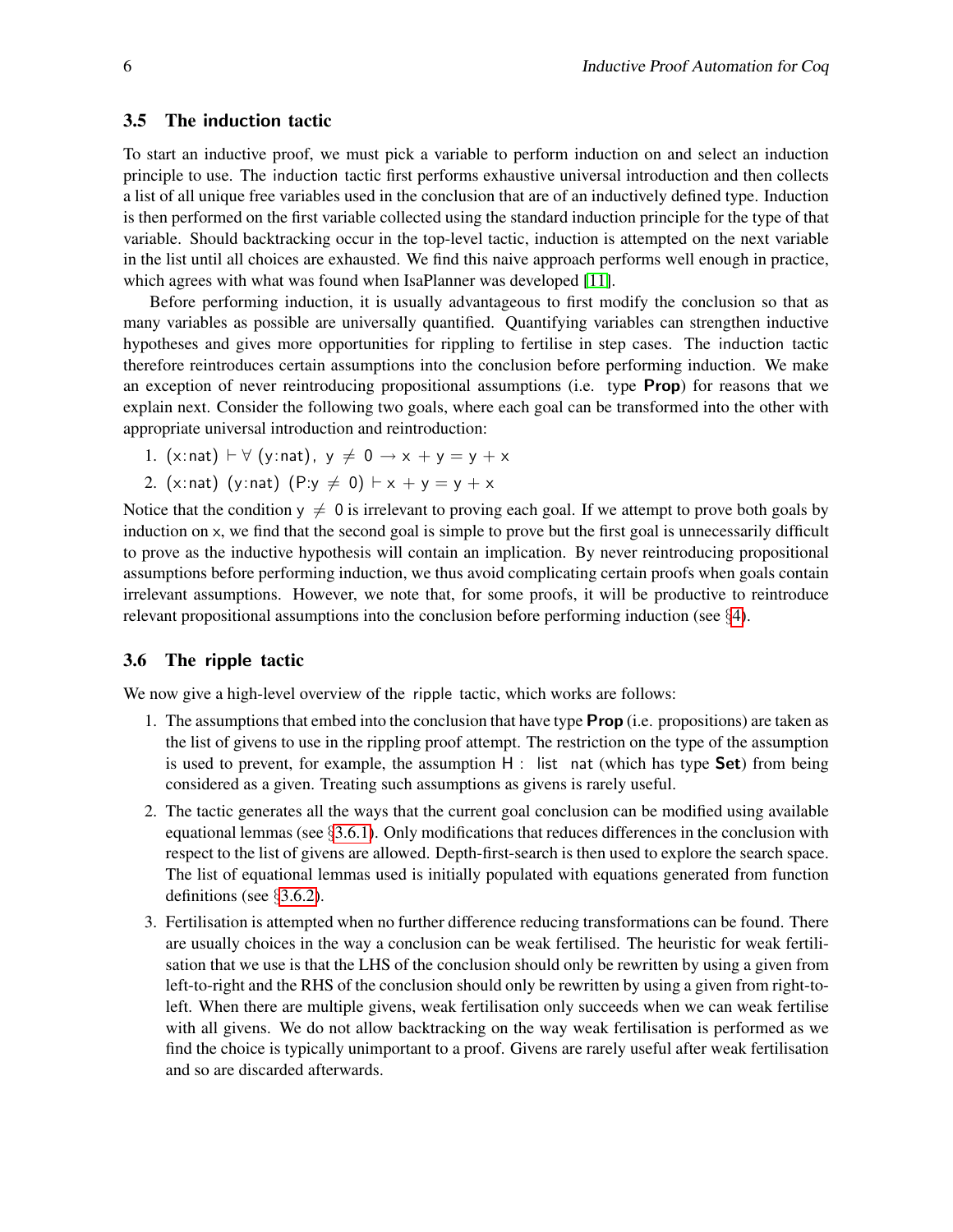### 3.5 The induction tactic

To start an inductive proof, we must pick a variable to perform induction on and select an induction principle to use. The `induction` tactic first performs exhaustive universal introduction and then collects a list of all unique free variables used in the conclusion that are of an inductively defined type. Induction is then performed on the first variable collected using the standard induction principle for the type of that variable. Should backtracking occur in the top-level tactic, induction is attempted on the next variable in the list until all choices are exhausted. We find this naive approach performs well enough in practice, which agrees with what was found when IsaPlanner was developed [11].

Before performing induction, it is usually advantageous to first modify the conclusion so that as many variables as possible are universally quantified. Quantifying variables can strengthen inductive hypotheses and gives more opportunities for rippling to fertilise in step cases. The `induction` tactic therefore reintroduces certain assumptions into the conclusion before performing induction. We make an exception of never reintroducing propositional assumptions (i.e. type **Prop**) for reasons that we explain next. Consider the following two goals, where each goal can be transformed into the other with appropriate universal introduction and reintroduction:

1. $(x{:}nat) \vdash \forall\ (y{:}nat),\ y \neq 0 \rightarrow x + y = y + x$
2. $(x{:}nat)\ (y{:}nat)\ (P{:}y \neq 0) \vdash x + y = y + x$

Notice that the condition $y \neq 0$ is irrelevant to proving each goal. If we attempt to prove both goals by induction on $x$, we find that the second goal is simple to prove but the first goal is unnecessarily difficult to prove as the inductive hypothesis will contain an implication. By never reintroducing propositional assumptions before performing induction, we thus avoid complicating certain proofs when goals contain irrelevant assumptions. However, we note that, for some proofs, it will be productive to reintroduce relevant propositional assumptions into the conclusion before performing induction (see §4).

### 3.6 The ripple tactic

We now give a high-level overview of the `ripple` tactic, which works are follows:

1. The assumptions that embed into the conclusion that have type **Prop** (i.e. propositions) are taken as the list of givens to use in the rippling proof attempt. The restriction on the type of the assumption is used to prevent, for example, the assumption `H : list nat` (which has type **Set**) from being considered as a given. Treating such assumptions as givens is rarely useful.
2. The tactic generates all the ways that the current goal conclusion can be modified using available equational lemmas (see §3.6.1). Only modifications that reduces differences in the conclusion with respect to the list of givens are allowed. Depth-first-search is then used to explore the search space. The list of equational lemmas used is initially populated with equations generated from function definitions (see §3.6.2).
3. Fertilisation is attempted when no further difference reducing transformations can be found. There are usually choices in the way a conclusion can be weak fertilised. The heuristic for weak fertilisation that we use is that the LHS of the conclusion should only be rewritten by using a given from left-to-right and the RHS of the conclusion should only be rewritten by using a given from right-to-left. When there are multiple givens, weak fertilisation only succeeds when we can weak fertilise with all givens. We do not allow backtracking on the way weak fertilisation is performed as we find the choice is typically unimportant to a proof. Givens are rarely useful after weak fertilisation and so are discarded afterwards.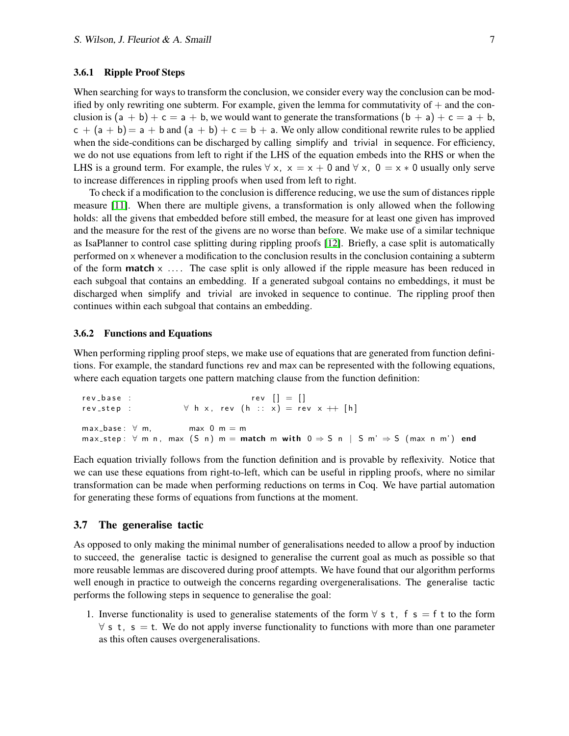### 3.6.1 Ripple Proof Steps

When searching for ways to transform the conclusion, we consider every way the conclusion can be modified by only rewriting one subterm. For example, given the lemma for commutativity of $+$ and the conclusion is $(a + b) + c = a + b$, we would want to generate the transformations $(b + a) + c = a + b$, $c + (a + b) = a + b$ and $(a + b) + c = b + a$. We only allow conditional rewrite rules to be applied when the side-conditions can be discharged by calling simplify and trivial in sequence. For efficiency, we do not use equations from left to right if the LHS of the equation embeds into the RHS or when the LHS is a ground term. For example, the rules $\forall$ x, $x = x + 0$ and $\forall$ x, $0 = x * 0$ usually only serve to increase differences in rippling proofs when used from left to right.

To check if a modification to the conclusion is difference reducing, we use the sum of distances ripple measure [11]. When there are multiple givens, a transformation is only allowed when the following holds: all the givens that embedded before still embed, the measure for at least one given has improved and the measure for the rest of the givens are no worse than before. We make use of a similar technique as IsaPlanner to control case splitting during rippling proofs [12]. Briefly, a case split is automatically performed on x whenever a modification to the conclusion results in the conclusion containing a subterm of the form **match** x .... The case split is only allowed if the ripple measure has been reduced in each subgoal that contains an embedding. If a generated subgoal contains no embeddings, it must be discharged when simplify and trivial are invoked in sequence to continue. The rippling proof then continues within each subgoal that contains an embedding.

### 3.6.2 Functions and Equations

When performing rippling proof steps, we make use of equations that are generated from function definitions. For example, the standard functions rev and max can be represented with the following equations, where each equation targets one pattern matching clause from the function definition:

```
rev_base :                          rev [] = []
rev_step :              ∀ h x, rev (h :: x) = rev x ++ [h]

max_base: ∀ m,          max 0 m = m
max_step: ∀ m n, max (S n) m = match m with 0 ⇒ S n | S m' ⇒ S (max n m') end
```

Each equation trivially follows from the function definition and is provable by reflexivity. Notice that we can use these equations from right-to-left, which can be useful in rippling proofs, where no similar transformation can be made when performing reductions on terms in Coq. We have partial automation for generating these forms of equations from functions at the moment.

## 3.7 The generalise tactic

As opposed to only making the minimal number of generalisations needed to allow a proof by induction to succeed, the generalise tactic is designed to generalise the current goal as much as possible so that more reusable lemmas are discovered during proof attempts. We have found that our algorithm performs well enough in practice to outweigh the concerns regarding overgeneralisations. The generalise tactic performs the following steps in sequence to generalise the goal:

1. Inverse functionality is used to generalise statements of the form $\forall$ s t, f s = f t to the form $\forall$ s t, s = t. We do not apply inverse functionality to functions with more than one parameter as this often causes overgeneralisations.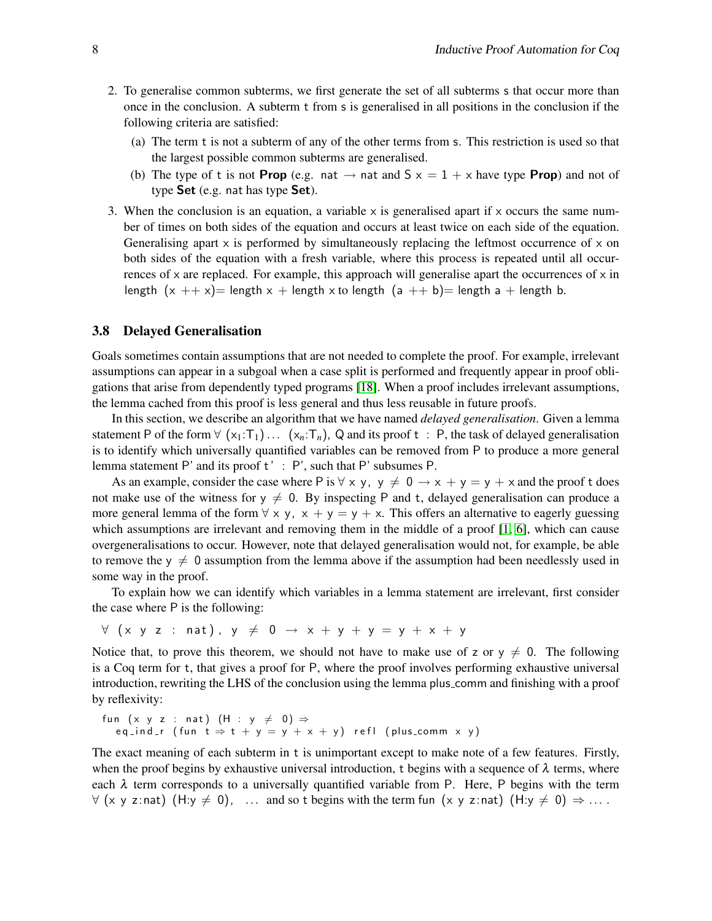2. To generalise common subterms, we first generate the set of all subterms s that occur more than once in the conclusion. A subterm t from s is generalised in all positions in the conclusion if the following criteria are satisfied:
   (a) The term t is not a subterm of any of the other terms from s. This restriction is used so that the largest possible common subterms are generalised.
   (b) The type of t is not **Prop** (e.g. nat → nat and S x = 1 + x have type **Prop**) and not of type **Set** (e.g. nat has type **Set**).
3. When the conclusion is an equation, a variable x is generalised apart if x occurs the same number of times on both sides of the equation and occurs at least twice on each side of the equation. Generalising apart x is performed by simultaneously replacing the leftmost occurrence of x on both sides of the equation with a fresh variable, where this process is repeated until all occurrences of x are replaced. For example, this approach will generalise apart the occurrences of x in length (x ++ x)= length x + length x to length (a ++ b)= length a + length b.

### 3.8 Delayed Generalisation

Goals sometimes contain assumptions that are not needed to complete the proof. For example, irrelevant assumptions can appear in a subgoal when a case split is performed and frequently appear in proof obligations that arise from dependently typed programs [18]. When a proof includes irrelevant assumptions, the lemma cached from this proof is less general and thus less reusable in future proofs.

In this section, we describe an algorithm that we have named *delayed generalisation*. Given a lemma statement P of the form ∀ ($x_1$:$T_1$) ... ($x_n$:$T_n$), Q and its proof t : P, the task of delayed generalisation is to identify which universally quantified variables can be removed from P to produce a more general lemma statement P' and its proof t' : P', such that P' subsumes P.

As an example, consider the case where P is ∀ x y, y ≠ 0 → x + y = y + x and the proof t does not make use of the witness for y ≠ 0. By inspecting P and t, delayed generalisation can produce a more general lemma of the form ∀ x y, x + y = y + x. This offers an alternative to eagerly guessing which assumptions are irrelevant and removing them in the middle of a proof [1, 6], which can cause overgeneralisations to occur. However, note that delayed generalisation would not, for example, be able to remove the y ≠ 0 assumption from the lemma above if the assumption had been needlessly used in some way in the proof.

To explain how we can identify which variables in a lemma statement are irrelevant, first consider the case where P is the following:

```
∀ (x y z : nat), y ≠ 0 → x + y + y = y + x + y
```

Notice that, to prove this theorem, we should not have to make use of z or y ≠ 0. The following is a Coq term for t, that gives a proof for P, where the proof involves performing exhaustive universal introduction, rewriting the LHS of the conclusion using the lemma plus_comm and finishing with a proof by reflexivity:

```
fun (x y z : nat) (H : y ≠ 0) ⇒
  eq_ind_r (fun t ⇒ t + y = y + x + y) refl (plus_comm x y)
```

The exact meaning of each subterm in t is unimportant except to make note of a few features. Firstly, when the proof begins by exhaustive universal introduction, t begins with a sequence of $\lambda$ terms, where each $\lambda$ term corresponds to a universally quantified variable from P. Here, P begins with the term ∀ (x y z:nat) (H:y ≠ 0), ... and so t begins with the term fun (x y z:nat) (H:y ≠ 0) ⇒ ... .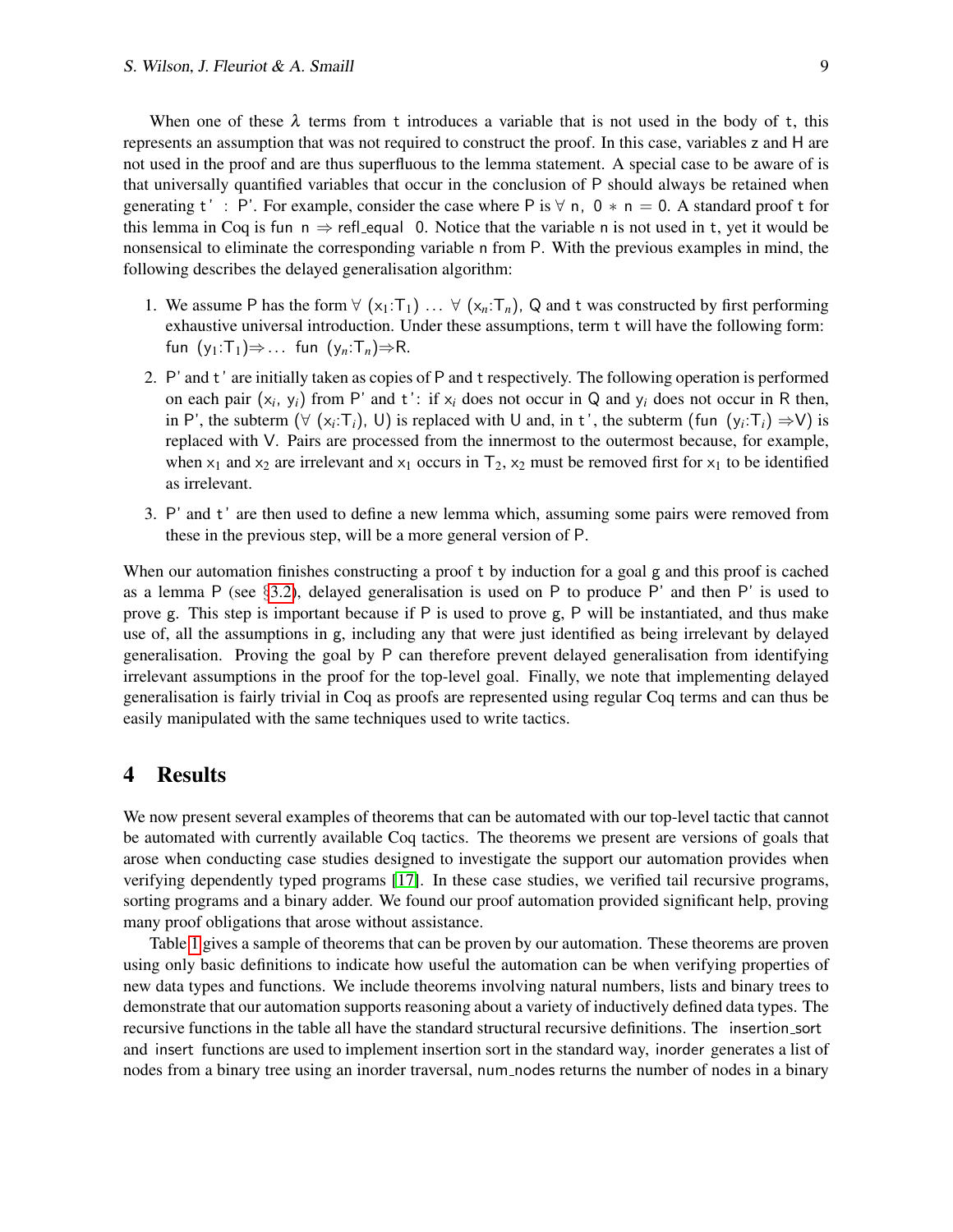When one of these $\lambda$ terms from t introduces a variable that is not used in the body of t, this represents an assumption that was not required to construct the proof. In this case, variables z and H are not used in the proof and are thus superfluous to the lemma statement. A special case to be aware of is that universally quantified variables that occur in the conclusion of P should always be retained when generating t' : P'. For example, consider the case where P is ∀ n, 0 ∗ n = 0. A standard proof t for this lemma in Coq is fun n ⇒ refl_equal 0. Notice that the variable n is not used in t, yet it would be nonsensical to eliminate the corresponding variable n from P. With the previous examples in mind, the following describes the delayed generalisation algorithm:

1. We assume P has the form ∀ ($x_1$:$T_1$) ... ∀ ($x_n$:$T_n$), Q and t was constructed by first performing exhaustive universal introduction. Under these assumptions, term t will have the following form: fun ($y_1$:$T_1$)⇒... fun ($y_n$:$T_n$)⇒R.
2. P' and t' are initially taken as copies of P and t respectively. The following operation is performed on each pair ($x_i$, $y_i$) from P' and t': if $x_i$ does not occur in Q and $y_i$ does not occur in R then, in P', the subterm (∀ ($x_i$:$T_i$), U) is replaced with U and, in t', the subterm (fun ($y_i$:$T_i$) ⇒V) is replaced with V. Pairs are processed from the innermost to the outermost because, for example, when $x_1$ and $x_2$ are irrelevant and $x_1$ occurs in $T_2$, $x_2$ must be removed first for $x_1$ to be identified as irrelevant.
3. P' and t' are then used to define a new lemma which, assuming some pairs were removed from these in the previous step, will be a more general version of P.

When our automation finishes constructing a proof t by induction for a goal g and this proof is cached as a lemma P (see §3.2), delayed generalisation is used on P to produce P' and then P' is used to prove g. This step is important because if P is used to prove g, P will be instantiated, and thus make use of, all the assumptions in g, including any that were just identified as being irrelevant by delayed generalisation. Proving the goal by P can therefore prevent delayed generalisation from identifying irrelevant assumptions in the proof for the top-level goal. Finally, we note that implementing delayed generalisation is fairly trivial in Coq as proofs are represented using regular Coq terms and can thus be easily manipulated with the same techniques used to write tactics.

# 4 Results

We now present several examples of theorems that can be automated with our top-level tactic that cannot be automated with currently available Coq tactics. The theorems we present are versions of goals that arose when conducting case studies designed to investigate the support our automation provides when verifying dependently typed programs [17]. In these case studies, we verified tail recursive programs, sorting programs and a binary adder. We found our proof automation provided significant help, proving many proof obligations that arose without assistance.

Table 1 gives a sample of theorems that can be proven by our automation. These theorems are proven using only basic definitions to indicate how useful the automation can be when verifying properties of new data types and functions. We include theorems involving natural numbers, lists and binary trees to demonstrate that our automation supports reasoning about a variety of inductively defined data types. The recursive functions in the table all have the standard structural recursive definitions. The insertion_sort and insert functions are used to implement insertion sort in the standard way, inorder generates a list of nodes from a binary tree using an inorder traversal, num_nodes returns the number of nodes in a binary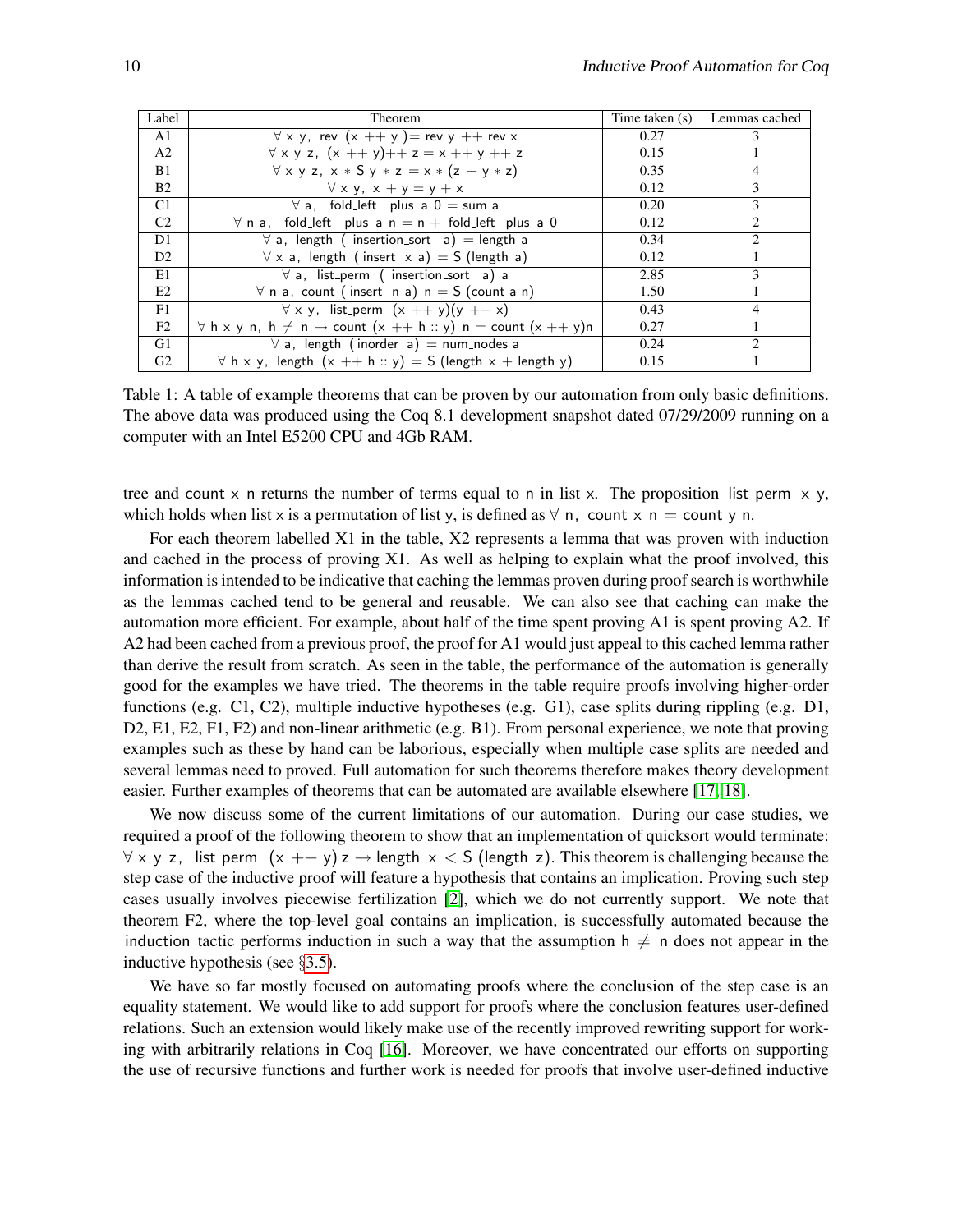| Label | Theorem | Time taken (s) | Lemmas cached |
|---|---|---|---|
| A1 | ∀ x y, rev (x ++ y ) = rev y ++ rev x | 0.27 | 3 |
| A2 | ∀ x y z, (x ++ y)++ z = x ++ y ++ z | 0.15 | 1 |
| B1 | ∀ x y z, x ∗ S y ∗ z = x ∗ (z + y ∗ z) | 0.35 | 4 |
| B2 | ∀ x y, x + y = y + x | 0.12 | 3 |
| C1 | ∀ a, fold_left plus a 0 = sum a | 0.20 | 3 |
| C2 | ∀ n a, fold_left plus a n = n + fold_left plus a 0 | 0.12 | 2 |
| D1 | ∀ a, length ( insertion_sort a) = length a | 0.34 | 2 |
| D2 | ∀ x a, length ( insert x a) = S (length a) | 0.12 | 1 |
| E1 | ∀ a, list_perm ( insertion_sort a) a | 2.85 | 3 |
| E2 | ∀ n a, count ( insert n a) n = S (count a n) | 1.50 | 1 |
| F1 | ∀ x y, list_perm (x ++ y)(y ++ x) | 0.43 | 4 |
| F2 | ∀ h x y n, h ≠ n → count (x ++ h :: y) n = count (x ++ y)n | 0.27 | 1 |
| G1 | ∀ a, length (inorder a) = num_nodes a | 0.24 | 2 |
| G2 | ∀ h x y, length (x ++ h :: y) = S (length x + length y) | 0.15 | 1 |

Table 1: A table of example theorems that can be proven by our automation from only basic definitions. The above data was produced using the Coq 8.1 development snapshot dated 07/29/2009 running on a computer with an Intel E5200 CPU and 4Gb RAM.

tree and count x n returns the number of terms equal to n in list x. The proposition list_perm x y, which holds when list x is a permutation of list y, is defined as ∀ n, count x n = count y n.

For each theorem labelled X1 in the table, X2 represents a lemma that was proven with induction and cached in the process of proving X1. As well as helping to explain what the proof involved, this information is intended to be indicative that caching the lemmas proven during proof search is worthwhile as the lemmas cached tend to be general and reusable. We can also see that caching can make the automation more efficient. For example, about half of the time spent proving A1 is spent proving A2. If A2 had been cached from a previous proof, the proof for A1 would just appeal to this cached lemma rather than derive the result from scratch. As seen in the table, the performance of the automation is generally good for the examples we have tried. The theorems in the table require proofs involving higher-order functions (e.g. C1, C2), multiple inductive hypotheses (e.g. G1), case splits during rippling (e.g. D1, D2, E1, E2, F1, F2) and non-linear arithmetic (e.g. B1). From personal experience, we note that proving examples such as these by hand can be laborious, especially when multiple case splits are needed and several lemmas need to proved. Full automation for such theorems therefore makes theory development easier. Further examples of theorems that can be automated are available elsewhere [17, 18].

We now discuss some of the current limitations of our automation. During our case studies, we required a proof of the following theorem to show that an implementation of quicksort would terminate: ∀ x y z, list_perm (x ++ y) z → length x < S (length z). This theorem is challenging because the step case of the inductive proof will feature a hypothesis that contains an implication. Proving such step cases usually involves piecewise fertilization [2], which we do not currently support. We note that theorem F2, where the top-level goal contains an implication, is successfully automated because the induction tactic performs induction in such a way that the assumption h ≠ n does not appear in the inductive hypothesis (see §3.5).

We have so far mostly focused on automating proofs where the conclusion of the step case is an equality statement. We would like to add support for proofs where the conclusion features user-defined relations. Such an extension would likely make use of the recently improved rewriting support for working with arbitrarily relations in Coq [16]. Moreover, we have concentrated our efforts on supporting the use of recursive functions and further work is needed for proofs that involve user-defined inductive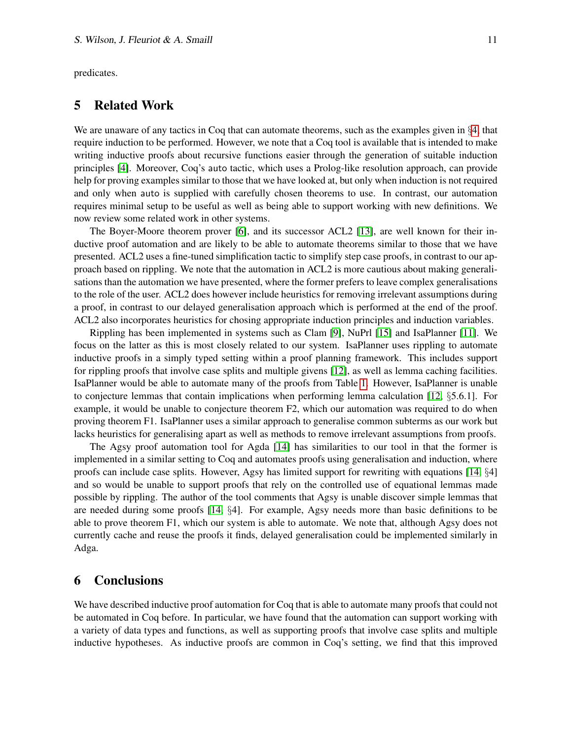predicates.

## 5 Related Work

We are unaware of any tactics in Coq that can automate theorems, such as the examples given in §4, that require induction to be performed. However, we note that a Coq tool is available that is intended to make writing inductive proofs about recursive functions easier through the generation of suitable induction principles [4]. Moreover, Coq's `auto` tactic, which uses a Prolog-like resolution approach, can provide help for proving examples similar to those that we have looked at, but only when induction is not required and only when `auto` is supplied with carefully chosen theorems to use. In contrast, our automation requires minimal setup to be useful as well as being able to support working with new definitions. We now review some related work in other systems.

The Boyer-Moore theorem prover [6], and its successor ACL2 [13], are well known for their inductive proof automation and are likely to be able to automate theorems similar to those that we have presented. ACL2 uses a fine-tuned simplification tactic to simplify step case proofs, in contrast to our approach based on rippling. We note that the automation in ACL2 is more cautious about making generalisations than the automation we have presented, where the former prefers to leave complex generalisations to the role of the user. ACL2 does however include heuristics for removing irrelevant assumptions during a proof, in contrast to our delayed generalisation approach which is performed at the end of the proof. ACL2 also incorporates heuristics for chosing appropriate induction principles and induction variables.

Rippling has been implemented in systems such as Clam [9], NuPrl [15] and IsaPlanner [11]. We focus on the latter as this is most closely related to our system. IsaPlanner uses rippling to automate inductive proofs in a simply typed setting within a proof planning framework. This includes support for rippling proofs that involve case splits and multiple givens [12], as well as lemma caching facilities. IsaPlanner would be able to automate many of the proofs from Table 1. However, IsaPlanner is unable to conjecture lemmas that contain implications when performing lemma calculation [12, §5.6.1]. For example, it would be unable to conjecture theorem F2, which our automation was required to do when proving theorem F1. IsaPlanner uses a similar approach to generalise common subterms as our work but lacks heuristics for generalising apart as well as methods to remove irrelevant assumptions from proofs.

The Agsy proof automation tool for Agda [14] has similarities to our tool in that the former is implemented in a similar setting to Coq and automates proofs using generalisation and induction, where proofs can include case splits. However, Agsy has limited support for rewriting with equations [14, §4] and so would be unable to support proofs that rely on the controlled use of equational lemmas made possible by rippling. The author of the tool comments that Agsy is unable discover simple lemmas that are needed during some proofs [14, §4]. For example, Agsy needs more than basic definitions to be able to prove theorem F1, which our system is able to automate. We note that, although Agsy does not currently cache and reuse the proofs it finds, delayed generalisation could be implemented similarly in Adga.

## 6 Conclusions

We have described inductive proof automation for Coq that is able to automate many proofs that could not be automated in Coq before. In particular, we have found that the automation can support working with a variety of data types and functions, as well as supporting proofs that involve case splits and multiple inductive hypotheses. As inductive proofs are common in Coq's setting, we find that this improved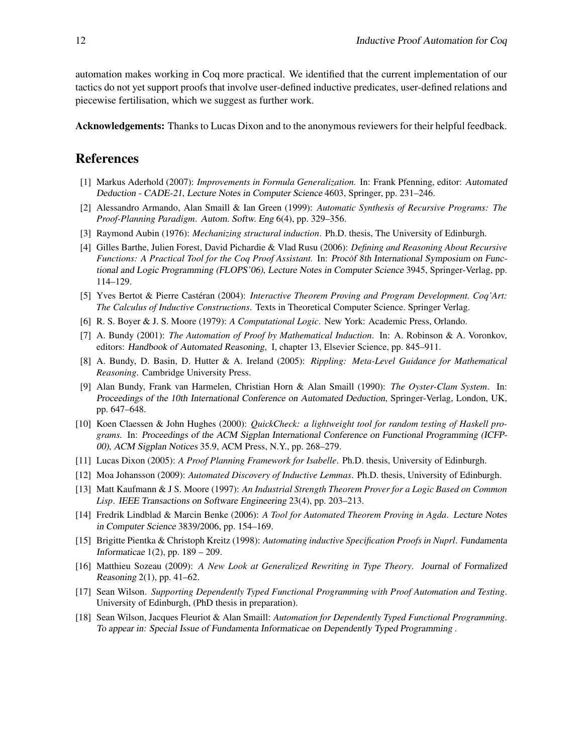automation makes working in Coq more practical. We identified that the current implementation of our tactics do not yet support proofs that involve user-defined inductive predicates, user-defined relations and piecewise fertilisation, which we suggest as further work.

**Acknowledgements:** Thanks to Lucas Dixon and to the anonymous reviewers for their helpful feedback.

## References

[1] Markus Aderhold (2007): *Improvements in Formula Generalization.* In: Frank Pfenning, editor: Automated Deduction - CADE-21, Lecture Notes in Computer Science 4603, Springer, pp. 231–246.

[2] Alessandro Armando, Alan Smaill & Ian Green (1999): *Automatic Synthesis of Recursive Programs: The Proof-Planning Paradigm*. Autom. Softw. Eng 6(4), pp. 329–356.

[3] Raymond Aubin (1976): *Mechanizing structural induction*. Ph.D. thesis, The University of Edinburgh.

[4] Gilles Barthe, Julien Forest, David Pichardie & Vlad Rusu (2006): *Defining and Reasoning About Recursive Functions: A Practical Tool for the Coq Proof Assistant.* In: Procóf 8th International Symposium on Functional and Logic Programming (FLOPS'06), Lecture Notes in Computer Science 3945, Springer-Verlag, pp. 114–129.

[5] Yves Bertot & Pierre Castéran (2004): *Interactive Theorem Proving and Program Development. Coq'Art: The Calculus of Inductive Constructions*. Texts in Theoretical Computer Science. Springer Verlag.

[6] R. S. Boyer & J. S. Moore (1979): *A Computational Logic*. New York: Academic Press, Orlando.

[7] A. Bundy (2001): *The Automation of Proof by Mathematical Induction*. In: A. Robinson & A. Voronkov, editors: Handbook of Automated Reasoning, I, chapter 13, Elsevier Science, pp. 845–911.

[8] A. Bundy, D. Basin, D. Hutter & A. Ireland (2005): *Rippling: Meta-Level Guidance for Mathematical Reasoning*. Cambridge University Press.

[9] Alan Bundy, Frank van Harmelen, Christian Horn & Alan Smaill (1990): *The Oyster-Clam System*. In: Proceedings of the 10th International Conference on Automated Deduction, Springer-Verlag, London, UK, pp. 647–648.

[10] Koen Claessen & John Hughes (2000): *QuickCheck: a lightweight tool for random testing of Haskell programs.* In: Proceedings of the ACM Sigplan International Conference on Functional Programming (ICFP-00), ACM Sigplan Notices 35.9, ACM Press, N.Y., pp. 268–279.

[11] Lucas Dixon (2005): *A Proof Planning Framework for Isabelle*. Ph.D. thesis, University of Edinburgh.

[12] Moa Johansson (2009): *Automated Discovery of Inductive Lemmas*. Ph.D. thesis, University of Edinburgh.

[13] Matt Kaufmann & J S. Moore (1997): *An Industrial Strength Theorem Prover for a Logic Based on Common Lisp*. IEEE Transactions on Software Engineering 23(4), pp. 203–213.

[14] Fredrik Lindblad & Marcin Benke (2006): *A Tool for Automated Theorem Proving in Agda*. Lecture Notes in Computer Science 3839/2006, pp. 154–169.

[15] Brigitte Pientka & Christoph Kreitz (1998): *Automating inductive Specification Proofs in Nuprl*. Fundamenta Informaticae 1(2), pp. 189 – 209.

[16] Matthieu Sozeau (2009): *A New Look at Generalized Rewriting in Type Theory*. Journal of Formalized Reasoning 2(1), pp. 41–62.

[17] Sean Wilson. *Supporting Dependently Typed Functional Programming with Proof Automation and Testing*. University of Edinburgh, (PhD thesis in preparation).

[18] Sean Wilson, Jacques Fleuriot & Alan Smaill: *Automation for Dependently Typed Functional Programming*. To appear in: Special Issue of Fundamenta Informaticae on Dependently Typed Programming .